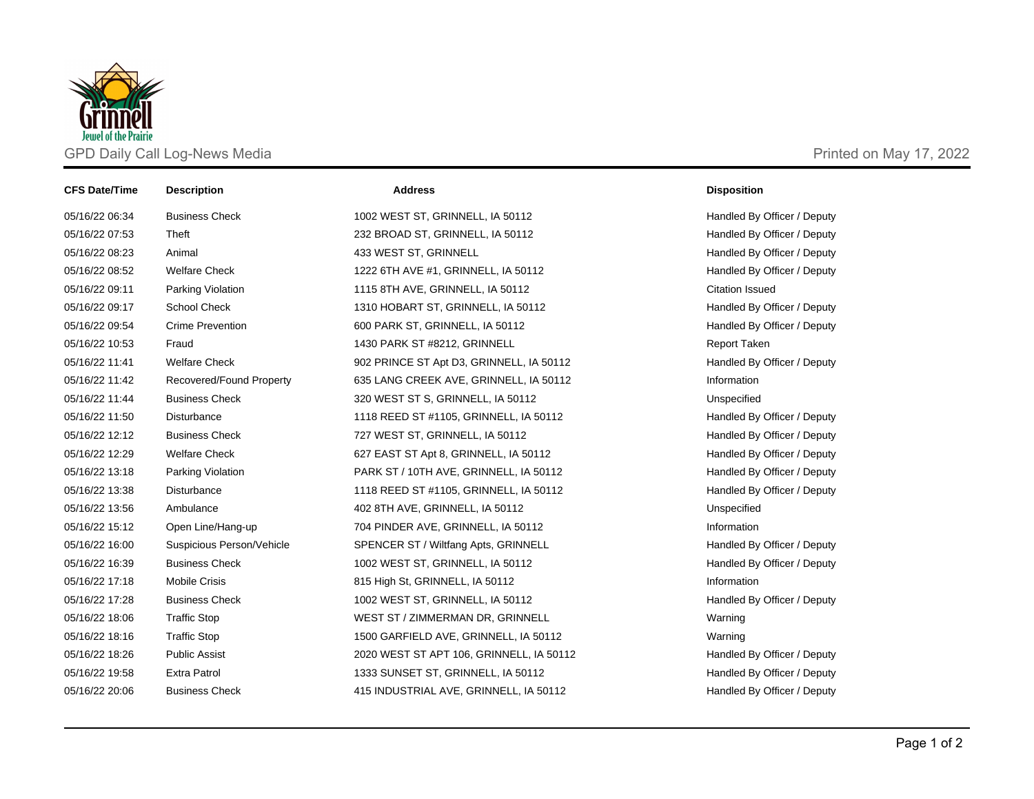GPD Daily Call Log-News Media

Printed on May 17, 2022

| CFS Date/Time | Description | Address | Disposition |
|---|---|---|---|
| 05/16/22 06:34 | Business Check | 1002 WEST ST, GRINNELL, IA 50112 | Handled By Officer / Deputy |
| 05/16/22 07:53 | Theft | 232 BROAD ST, GRINNELL, IA 50112 | Handled By Officer / Deputy |
| 05/16/22 08:23 | Animal | 433 WEST ST, GRINNELL | Handled By Officer / Deputy |
| 05/16/22 08:52 | Welfare Check | 1222 6TH AVE #1, GRINNELL, IA 50112 | Handled By Officer / Deputy |
| 05/16/22 09:11 | Parking Violation | 1115 8TH AVE, GRINNELL, IA 50112 | Citation Issued |
| 05/16/22 09:17 | School Check | 1310 HOBART ST, GRINNELL, IA 50112 | Handled By Officer / Deputy |
| 05/16/22 09:54 | Crime Prevention | 600 PARK ST, GRINNELL, IA 50112 | Handled By Officer / Deputy |
| 05/16/22 10:53 | Fraud | 1430 PARK ST #8212, GRINNELL | Report Taken |
| 05/16/22 11:41 | Welfare Check | 902 PRINCE ST Apt D3, GRINNELL, IA 50112 | Handled By Officer / Deputy |
| 05/16/22 11:42 | Recovered/Found Property | 635 LANG CREEK AVE, GRINNELL, IA 50112 | Information |
| 05/16/22 11:44 | Business Check | 320 WEST ST S, GRINNELL, IA 50112 | Unspecified |
| 05/16/22 11:50 | Disturbance | 1118 REED ST #1105, GRINNELL, IA 50112 | Handled By Officer / Deputy |
| 05/16/22 12:12 | Business Check | 727 WEST ST, GRINNELL, IA 50112 | Handled By Officer / Deputy |
| 05/16/22 12:29 | Welfare Check | 627 EAST ST Apt 8, GRINNELL, IA 50112 | Handled By Officer / Deputy |
| 05/16/22 13:18 | Parking Violation | PARK ST / 10TH AVE, GRINNELL, IA 50112 | Handled By Officer / Deputy |
| 05/16/22 13:38 | Disturbance | 1118 REED ST #1105, GRINNELL, IA 50112 | Handled By Officer / Deputy |
| 05/16/22 13:56 | Ambulance | 402 8TH AVE, GRINNELL, IA 50112 | Unspecified |
| 05/16/22 15:12 | Open Line/Hang-up | 704 PINDER AVE, GRINNELL, IA 50112 | Information |
| 05/16/22 16:00 | Suspicious Person/Vehicle | SPENCER ST / Wiltfang Apts, GRINNELL | Handled By Officer / Deputy |
| 05/16/22 16:39 | Business Check | 1002 WEST ST, GRINNELL, IA 50112 | Handled By Officer / Deputy |
| 05/16/22 17:18 | Mobile Crisis | 815 High St, GRINNELL, IA 50112 | Information |
| 05/16/22 17:28 | Business Check | 1002 WEST ST, GRINNELL, IA 50112 | Handled By Officer / Deputy |
| 05/16/22 18:06 | Traffic Stop | WEST ST / ZIMMERMAN DR, GRINNELL | Warning |
| 05/16/22 18:16 | Traffic Stop | 1500 GARFIELD AVE, GRINNELL, IA 50112 | Warning |
| 05/16/22 18:26 | Public Assist | 2020 WEST ST APT 106, GRINNELL, IA 50112 | Handled By Officer / Deputy |
| 05/16/22 19:58 | Extra Patrol | 1333 SUNSET ST, GRINNELL, IA 50112 | Handled By Officer / Deputy |
| 05/16/22 20:06 | Business Check | 415 INDUSTRIAL AVE, GRINNELL, IA 50112 | Handled By Officer / Deputy |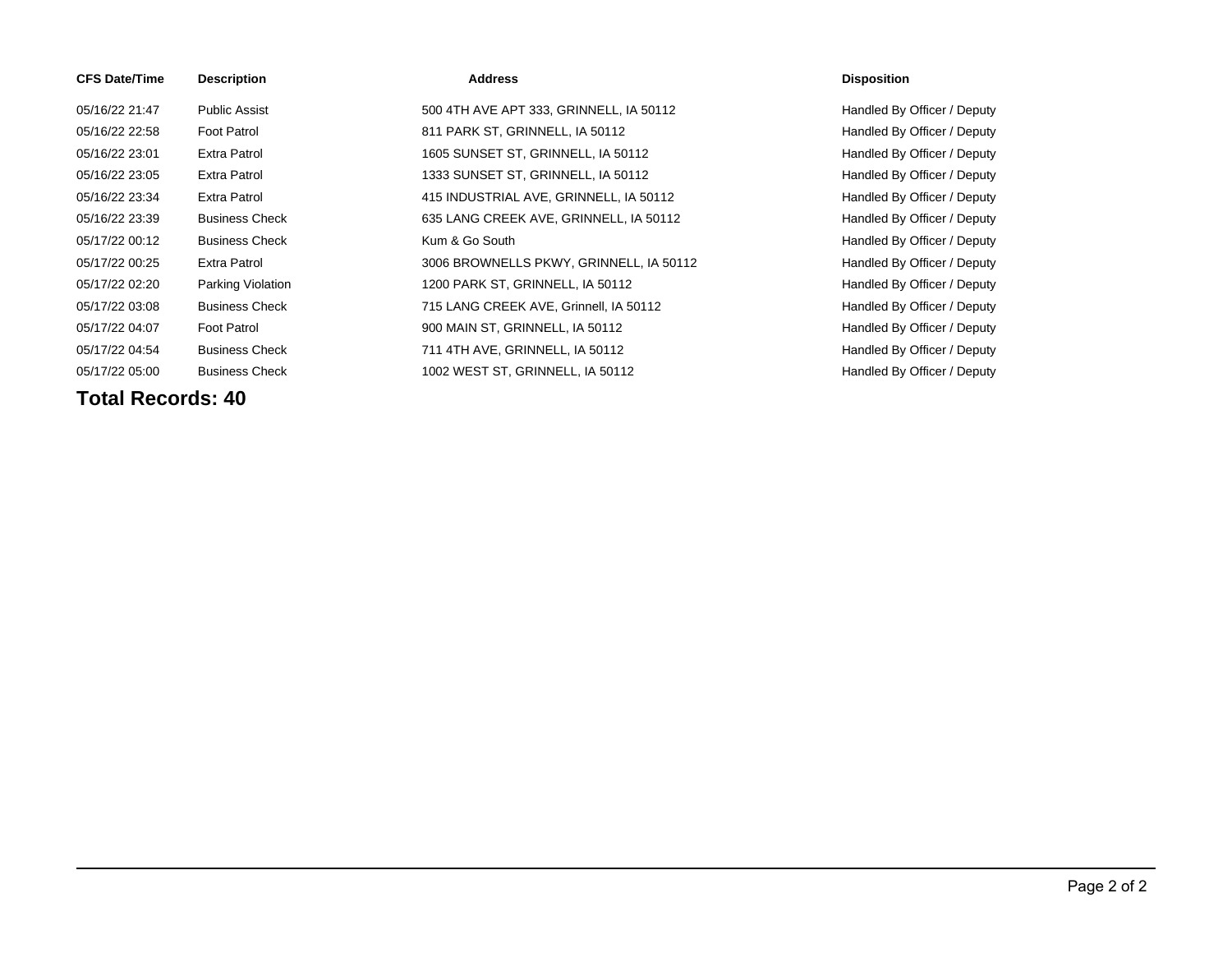| CFS Date/Time | Description | Address | Disposition |
|---|---|---|---|
| 05/16/22 21:47 | Public Assist | 500 4TH AVE APT 333, GRINNELL, IA 50112 | Handled By Officer / Deputy |
| 05/16/22 22:58 | Foot Patrol | 811 PARK ST, GRINNELL, IA 50112 | Handled By Officer / Deputy |
| 05/16/22 23:01 | Extra Patrol | 1605 SUNSET ST, GRINNELL, IA 50112 | Handled By Officer / Deputy |
| 05/16/22 23:05 | Extra Patrol | 1333 SUNSET ST, GRINNELL, IA 50112 | Handled By Officer / Deputy |
| 05/16/22 23:34 | Extra Patrol | 415 INDUSTRIAL AVE, GRINNELL, IA 50112 | Handled By Officer / Deputy |
| 05/16/22 23:39 | Business Check | 635 LANG CREEK AVE, GRINNELL, IA 50112 | Handled By Officer / Deputy |
| 05/17/22 00:12 | Business Check | Kum & Go South | Handled By Officer / Deputy |
| 05/17/22 00:25 | Extra Patrol | 3006 BROWNELLS PKWY, GRINNELL, IA 50112 | Handled By Officer / Deputy |
| 05/17/22 02:20 | Parking Violation | 1200 PARK ST, GRINNELL, IA 50112 | Handled By Officer / Deputy |
| 05/17/22 03:08 | Business Check | 715 LANG CREEK AVE, Grinnell, IA 50112 | Handled By Officer / Deputy |
| 05/17/22 04:07 | Foot Patrol | 900 MAIN ST, GRINNELL, IA 50112 | Handled By Officer / Deputy |
| 05/17/22 04:54 | Business Check | 711 4TH AVE, GRINNELL, IA 50112 | Handled By Officer / Deputy |
| 05/17/22 05:00 | Business Check | 1002 WEST ST, GRINNELL, IA 50112 | Handled By Officer / Deputy |

**Total Records: 40**